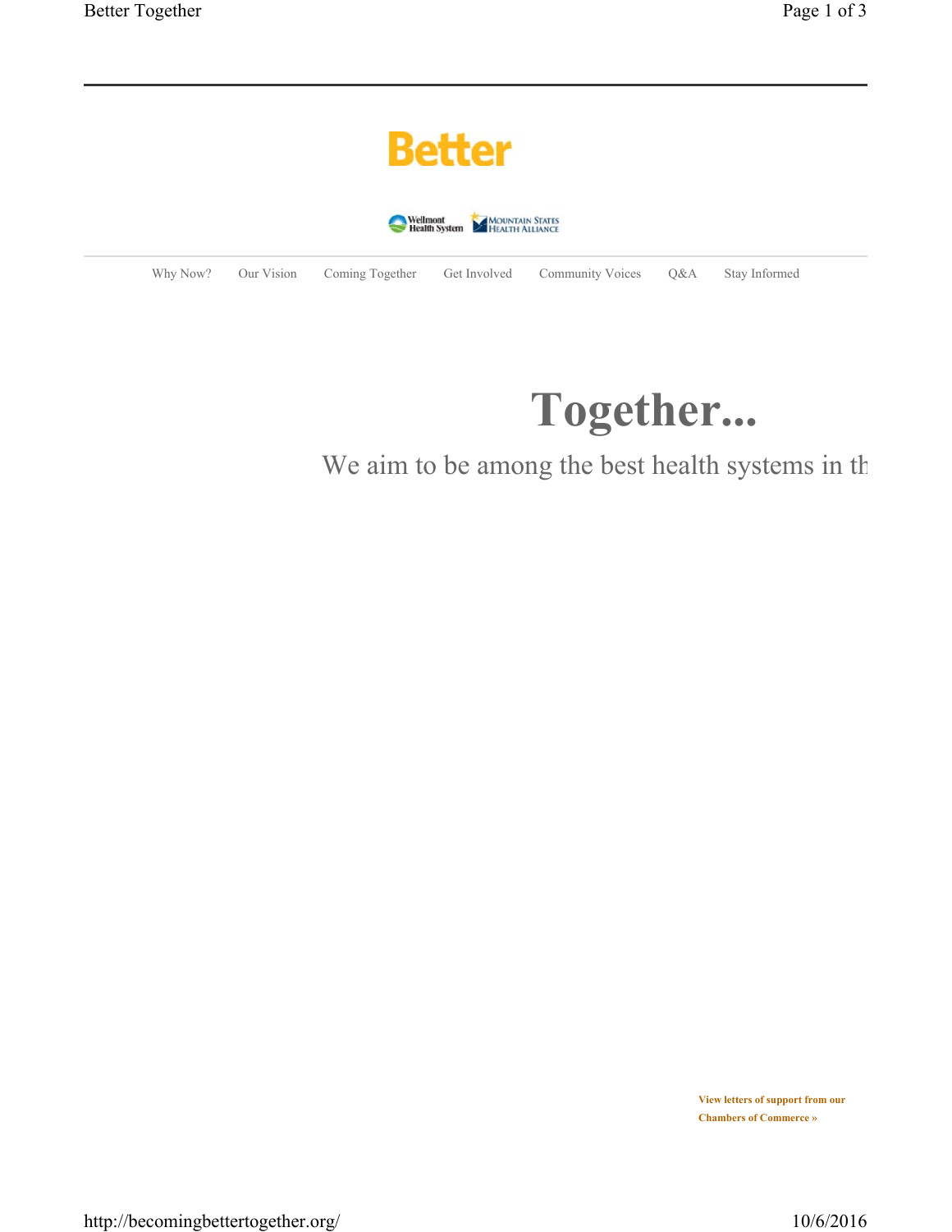# Better

Wellmont Health System | Mountain States Health Alliance

Why Now? | Our Vision | Coming Together | Get Involved | Community Voices | Q&A | Stay Informed

## Together...

We aim to be among the best health systems in th

**View letters of support from our Chambers of Commerce »**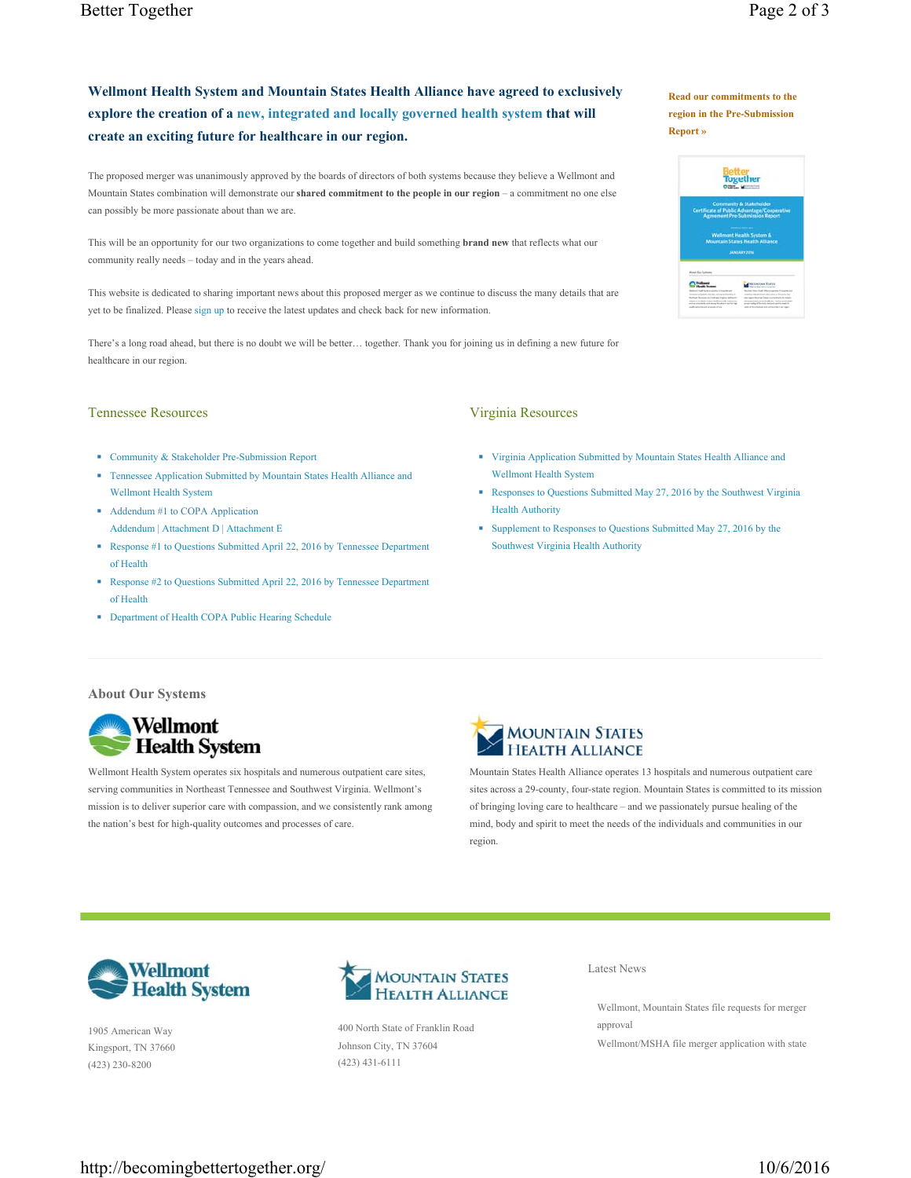**Wellmont Health System and Mountain States Health Alliance have agreed to exclusively explore the creation of a new, integrated and locally governed health system that will create an exciting future for healthcare in our region.**

**Read our commitments to the region in the Pre-Submission Report »**

The proposed merger was unanimously approved by the boards of directors of both systems because they believe a Wellmont and Mountain States combination will demonstrate our **shared commitment to the people in our region** – a commitment no one else can possibly be more passionate about than we are.

This will be an opportunity for our two organizations to come together and build something **brand new** that reflects what our community really needs – today and in the years ahead.

This website is dedicated to sharing important news about this proposed merger as we continue to discuss the many details that are yet to be finalized. Please sign up to receive the latest updates and check back for new information.

There's a long road ahead, but there is no doubt we will be better… together. Thank you for joining us in defining a new future for healthcare in our region.

## Tennessee Resources

- Community & Stakeholder Pre-Submission Report
- Tennessee Application Submitted by Mountain States Health Alliance and Wellmont Health System
- Addendum #1 to COPA Application
  Addendum | Attachment D | Attachment E
- Response #1 to Questions Submitted April 22, 2016 by Tennessee Department of Health
- Response #2 to Questions Submitted April 22, 2016 by Tennessee Department of Health
- Department of Health COPA Public Hearing Schedule

## Virginia Resources

- Virginia Application Submitted by Mountain States Health Alliance and Wellmont Health System
- Responses to Questions Submitted May 27, 2016 by the Southwest Virginia Health Authority
- Supplement to Responses to Questions Submitted May 27, 2016 by the Southwest Virginia Health Authority

## About Our Systems

**Wellmont Health System**

Wellmont Health System operates six hospitals and numerous outpatient care sites, serving communities in Northeast Tennessee and Southwest Virginia. Wellmont's mission is to deliver superior care with compassion, and we consistently rank among the nation's best for high-quality outcomes and processes of care.

**Mountain States Health Alliance**

Mountain States Health Alliance operates 13 hospitals and numerous outpatient care sites across a 29-county, four-state region. Mountain States is committed to its mission of bringing loving care to healthcare – and we passionately pursue healing of the mind, body and spirit to meet the needs of the individuals and communities in our region.

---

**Wellmont Health System**

1905 American Way
Kingsport, TN 37660
(423) 230-8200

**Mountain States Health Alliance**

400 North State of Franklin Road
Johnson City, TN 37604
(423) 431-6111

**Latest News**

- Wellmont, Mountain States file requests for merger approval
- Wellmont/MSHA file merger application with state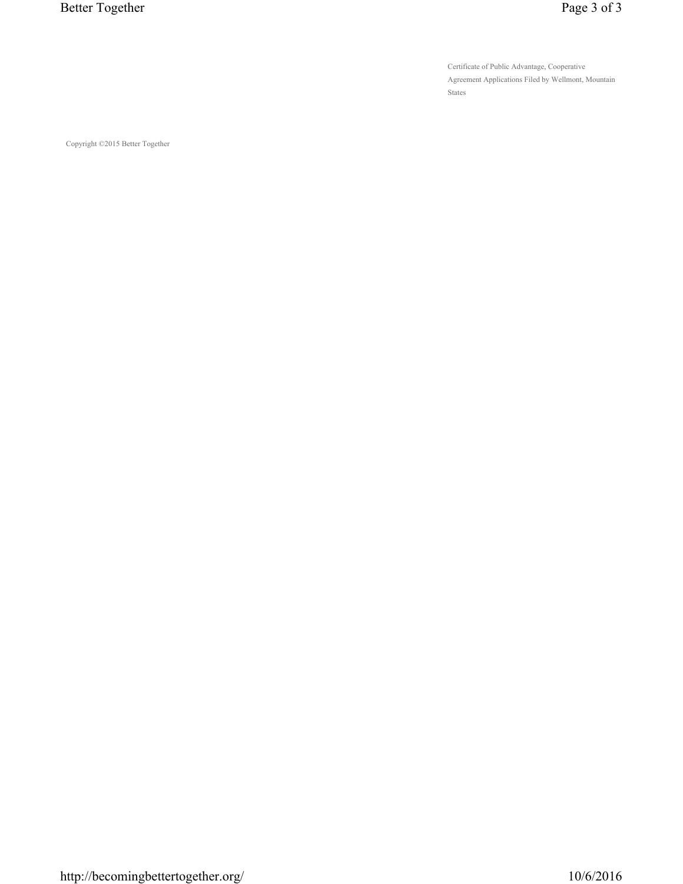Certificate of Public Advantage, Cooperative Agreement Applications Filed by Wellmont, Mountain States

Copyright ©2015 Better Together